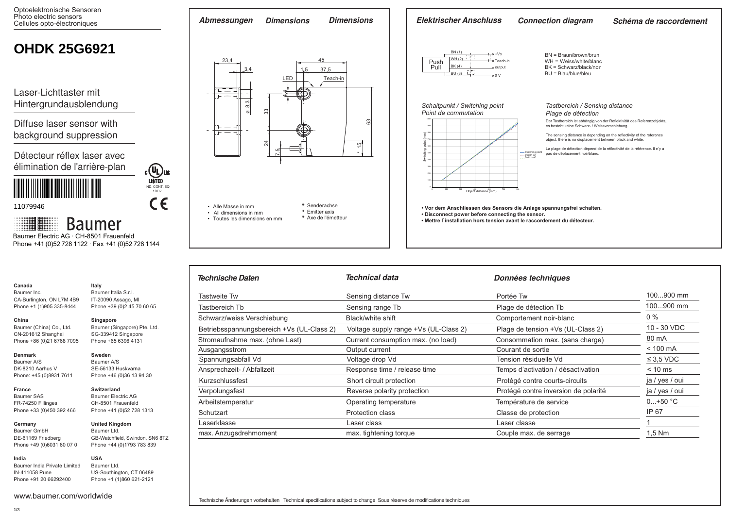Optoelektronische Sensoren
Photo electric sensors
Cellules opto-électroniques

# OHDK 25G6921

Laser-Lichttaster mit Hintergrundausblendung

Diffuse laser sensor with background suppression

Détecteur réflex laser avec élimination de l'arrière-plan

11079946

IND. CONT. EQ 1DD2

Baumer

Baumer Electric AG · CH-8501 Frauenfeld
Phone +41 (0)52 728 1122 · Fax +41 (0)52 728 1144

## Abmessungen / Dimensions / Dimensions

- Alle Masse in mm
- All dimensions in mm
- Toutes les dimensions en mm

* Senderachse
* Emitter axis
* Axe de l'émetteur

## Elektrischer Anschluss / Connection diagram / Schéma de raccordement

BN = Braun/brown/brun
WH = Weiss/white/blanc
BK = Schwarz/black/noir
BU = Blau/blue/bleu

### Schaltpunkt / Switching point / Point de commutation

### Tastbereich / Sensing distance / Plage de détection

Der Tastbereich ist abhängig von der Reflektivität des Referenzobjekts, es besteht keine Schwarz- / Weissverschiebung.

The sensing distance is depending on the reflectivity of the reference object, there is no displacement between black and white.

La plage de détection dépend de la réflectivité de la référence. Il n'y a pas de déplacement noir/blanc.

- **Vor dem Anschliessen des Sensors die Anlage spannungsfrei schalten.**
- **Disconnect power before connecting the sensor.**
- **Mettre l`installation hors tension avant le raccordement du détecteur.**

**Canada**
Baumer Inc.
CA-Burlington, ON L7M 4B9
Phone +1 (1)905 335-8444

**Italy**
Baumer Italia S.r.l.
IT-20090 Assago, MI
Phone +39 (0)2 45 70 60 65

**China**
Baumer (China) Co., Ltd.
CN-201612 Shanghai
Phone +86 (0)21 6768 7095

**Singapore**
Baumer (Singapore) Pte. Ltd.
SG-339412 Singapore
Phone +65 6396 4131

**Denmark**
Baumer A/S
DK-8210 Aarhus V
Phone: +45 (0)8931 7611

**Sweden**
Baumer A/S
SE-56133 Huskvarna
Phone +46 (0)36 13 94 30

**France**
Baumer SAS
FR-74250 Fillinges
Phone +33 (0)450 392 466

**Switzerland**
Baumer Electric AG
CH-8501 Frauenfeld
Phone +41 (0)52 728 1313

**Germany**
Baumer GmbH
DE-61169 Friedberg
Phone +49 (0)6031 60 07 0

**United Kingdom**
Baumer Ltd.
GB-Watchfield, Swindon, SN6 8TZ
Phone +44 (0)1793 783 839

**India**
Baumer India Private Limited
IN-411058 Pune
Phone +91 20 66292400

**USA**
Baumer Ltd.
US-Southington, CT 06489
Phone +1 (1)860 621-2121

www.baumer.com/worldwide

## Technische Daten / Technical data / Données techniques

| Technische Daten | Technical data | Données techniques | |
|---|---|---|---|
| Tastweite Tw | Sensing distance Tw | Portée Tw | 100...900 mm |
| Tastbereich Tb | Sensing range Tb | Plage de détection Tb | 100...900 mm |
| Schwarz/weiss Verschiebung | Black/white shift | Comportement noir-blanc | 0 % |
| Betriebsspannungsbereich +Vs (UL-Class 2) | Voltage supply range +Vs (UL-Class 2) | Plage de tension +Vs (UL-Class 2) | 10 - 30 VDC |
| Stromaufnahme max. (ohne Last) | Current consumption max. (no load) | Consommation max. (sans charge) | 80 mA |
| Ausgangsstrom | Output current | Courant de sortie | < 100 mA |
| Spannungsabfall Vd | Voltage drop Vd | Tension résiduelle Vd | ≤ 3,5 VDC |
| Ansprechzeit- / Abfallzeit | Response time / release time | Temps d'activation / désactivation | < 10 ms |
| Kurzschlussfest | Short circuit protection | Protégé contre courts-circuits | ja / yes / oui |
| Verpolungsfest | Reverse polarity protection | Protégé contre inversion de polarité | ja / yes / oui |
| Arbeitstemperatur | Operating temperature | Température de service | 0...+50 °C |
| Schutzart | Protection class | Classe de protection | IP 67 |
| Laserklasse | Laser class | Laser classe | 1 |
| max. Anzugsdrehmoment | max. tightening torque | Couple max. de serrage | 1,5 Nm |

Technische Änderungen vorbehalten Technical specifications subject to change Sous réserve de modifications techniques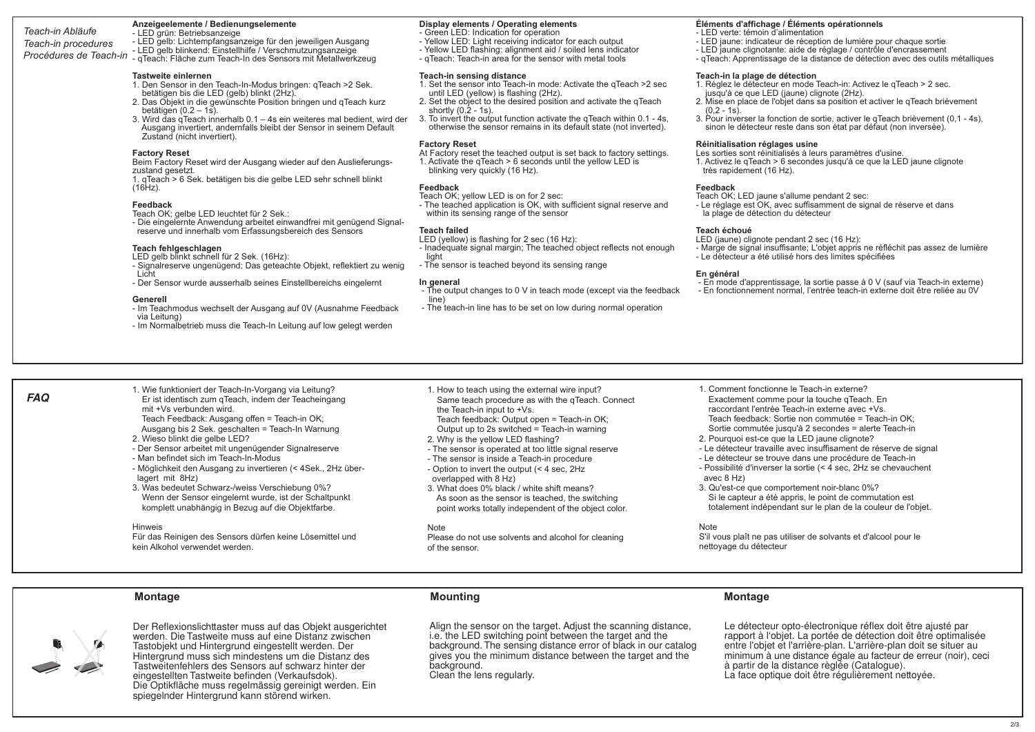*Teach-in Abläufe*
*Teach-in procedures*
*Procédures de Teach-in*

### Anzeigeelemente / Bedienungselemente

- LED grün: Betriebsanzeige
- LED gelb: Lichtempfangsanzeige für den jeweiligen Ausgang
- LED gelb blinkend: Einstellhilfe / Verschmutzungsanzeige
- qTeach: Fläche zum Teach-In des Sensors mit Metallwerkzeug

**Tastweite einlernen**

1. Den Sensor in den Teach-In-Modus bringen: qTeach >2 Sek. betätigen bis die LED (gelb) blinkt (2Hz).
2. Das Objekt in die gewünschte Position bringen und qTeach kurz betätigen (0.2 – 1s).
3. Wird das qTeach innerhalb 0.1 – 4s ein weiteres mal bedient, wird der Ausgang invertiert, andernfalls bleibt der Sensor in seinem Default Zustand (nicht invertiert).

**Factory Reset**

Beim Factory Reset wird der Ausgang wieder auf den Auslieferungs-zustand gesetzt.

1. qTeach > 6 Sek. betätigen bis die gelbe LED sehr schnell blinkt (16Hz).

**Feedback**

Teach OK; gelbe LED leuchtet für 2 Sek.:

- Die eingelernte Anwendung arbeitet einwandfrei mit genügend Signal-reserve und innerhalb vom Erfassungsbereich des Sensors

**Teach fehlgeschlagen**

LED gelb blinkt schnell für 2 Sek. (16Hz):

- Signalreserve ungenügend; Das geteachte Objekt, reflektiert zu wenig Licht
- Der Sensor wurde ausserhalb seines Einstellbereichs eingelernt

**Generell**

- Im Teachmodus wechselt der Ausgang auf 0V (Ausnahme Feedback via Leitung)
- Im Normalbetrieb muss die Teach-In Leitung auf low gelegt werden

### Display elements / Operating elements

- Green LED: Indication for operation
- Yellow LED: Light receiving indicator for each output
- Yellow LED flashing: alignment aid / soiled lens indicator
- qTeach: Teach-in area for the sensor with metal tools

**Teach-in sensing distance**

1. Set the sensor into Teach-in mode: Activate the qTeach >2 sec until LED (yellow) is flashing (2Hz).
2. Set the object to the desired position and activate the qTeach shortly (0.2 - 1s).
3. To invert the output function activate the qTeach within 0.1 - 4s, otherwise the sensor remains in its default state (not inverted).

**Factory Reset**

At Factory reset the teached output is set back to factory settings.

1. Activate the qTeach > 6 seconds until the yellow LED is blinking very quickly (16 Hz).

**Feedback**

Teach OK; yellow LED is on for 2 sec:

- The teached application is OK, with sufficient signal reserve and within its sensing range of the sensor

**Teach failed**

LED (yellow) is flashing for 2 sec (16 Hz):

- Inadequate signal margin; The teached object reflects not enough light
- The sensor is teached beyond its sensing range

**In general**

- The output changes to 0 V in teach mode (except via the feedback line)
- The teach-in line has to be set on low during normal operation

### Éléments d'affichage / Éléments opérationnels

- LED verte: témoin d'alimentation
- LED jaune: indicateur de réception de lumière pour chaque sortie
- LED jaune clignotante: aide de réglage / contrôle d'encrassement
- qTeach: Apprentissage de la distance de détection avec des outils métalliques

**Teach-in la plage de détection**

1. Réglez le détecteur en mode Teach-in: Activez le qTeach > 2 sec. jusqu'à ce que LED (jaune) clignote (2Hz).
2. Mise en place de l'objet dans sa position et activer le qTeach brièvement (0,2 - 1s).
3. Pour inverser la fonction de sortie, activer le qTeach brièvement (0,1 - 4s), sinon le détecteur reste dans son état par défaut (non inversée).

**Réinitialisation réglages usine**

Les sorties sont réinitialisés à leurs paramètres d'usine.

1. Activez le qTeach > 6 secondes jusqu'à ce que la LED jaune clignote très rapidement (16 Hz).

**Feedback**

Teach OK; LED jaune s'allume pendant 2 sec:

- Le réglage est OK, avec suffisamment de signal de réserve et dans la plage de détection du détecteur

**Teach échoué**

LED (jaune) clignote pendant 2 sec (16 Hz):

- Marge de signal insuffisante; L'objet appris ne réfléchit pas assez de lumière
- Le détecteur a été utilisé hors des limites spécifiées

**En général**

- En mode d'apprentissage, la sortie passe à 0 V (sauf via Teach-in externe)
- En fonctionnement normal, l'entrée teach-in externe doit être reliée au 0V

## *FAQ*

1. Wie funktioniert der Teach-In-Vorgang via Leitung?
   Er ist identisch zum qTeach, indem der Teacheingang mit +Vs verbunden wird.
   Teach Feedback: Ausgang offen = Teach-in OK;
   Ausgang bis 2 Sek. geschalten = Teach-In Warnung
2. Wieso blinkt die gelbe LED?
   - Der Sensor arbeitet mit ungenügender Signalreserve
   - Man befindet sich im Teach-In-Modus
   - Möglichkeit den Ausgang zu invertieren (< 4Sek., 2Hz überlagert mit 8Hz)
3. Was bedeutet Schwarz-/weiss Verschiebung 0%?
   Wenn der Sensor eingelernt wurde, ist der Schaltpunkt komplett unabhängig in Bezug auf die Objektfarbe.

Hinweis

Für das Reinigen des Sensors dürfen keine Lösemittel und kein Alkohol verwendet werden.

1. How to teach using the external wire input?
   Same teach procedure as with the qTeach. Connect the Teach-in input to +Vs.
   Teach feedback: Output open = Teach-in OK;
   Output up to 2s switched = Teach-in warning
2. Why is the yellow LED flashing?
   - The sensor is operated at too little signal reserve
   - The sensor is inside a Teach-in procedure
   - Option to invert the output (< 4 sec, 2Hz overlapped with 8 Hz)
3. What does 0% black / white shift means?
   As soon as the sensor is teached, the switching point works totally independent of the object color.

Note

Please do not use solvents and alcohol for cleaning of the sensor.

1. Comment fonctionne le Teach-in externe?
   Exactement comme pour la touche qTeach. En raccordant l'entrée Teach-in externe avec +Vs.
   Teach feedback: Sortie non commutée = Teach-in OK;
   Sortie commutée jusqu'à 2 secondes = alerte Teach-in
2. Pourquoi est-ce que la LED jaune clignote?
   - Le détecteur travaille avec insuffisament de réserve de signal
   - Le détecteur se trouve dans une procédure de Teach-in
   - Possibilité d'inverser la sortie (< 4 sec, 2Hz se chevauchent avec 8 Hz)
3. Qu'est-ce que comportement noir-blanc 0%?
   Si le capteur a été appris, le point de commutation est totalement indépendant sur le plan de la couleur de l'objet.

Note

S'il vous plaît ne pas utiliser de solvants et d'alcool pour le nettoyage du détecteur

## Montage

Der Reflexionslichttaster muss auf das Objekt ausgerichtet werden. Die Tastweite muss auf eine Distanz zwischen Tastobjekt und Hintergrund eingestellt werden. Der Hintergrund muss sich mindestens um die Distanz des Tastweitenfehlers des Sensors auf schwarz hinter der eingestellten Tastweite befinden (Verkaufsdok).
Die Optikfläche muss regelmässig gereinigt werden. Ein spiegelnder Hintergrund kann störend wirken.

## Mounting

Align the sensor on the target. Adjust the scanning distance, i.e. the LED switching point between the target and the background. The sensing distance error of black in our catalog gives you the minimum distance between the target and the background.
Clean the lens regularly.

## Montage

Le détecteur opto-électronique réflex doit être ajusté par rapport à l'objet. La portée de détection doit être optimalisée entre l'objet et l'arrière-plan. L'arrière-plan doit se situer au minimum à une distance égale au facteur de erreur (noir), ceci à partir de la distance règlée (Catalogue).
La face optique doit être régulièrement nettoyée.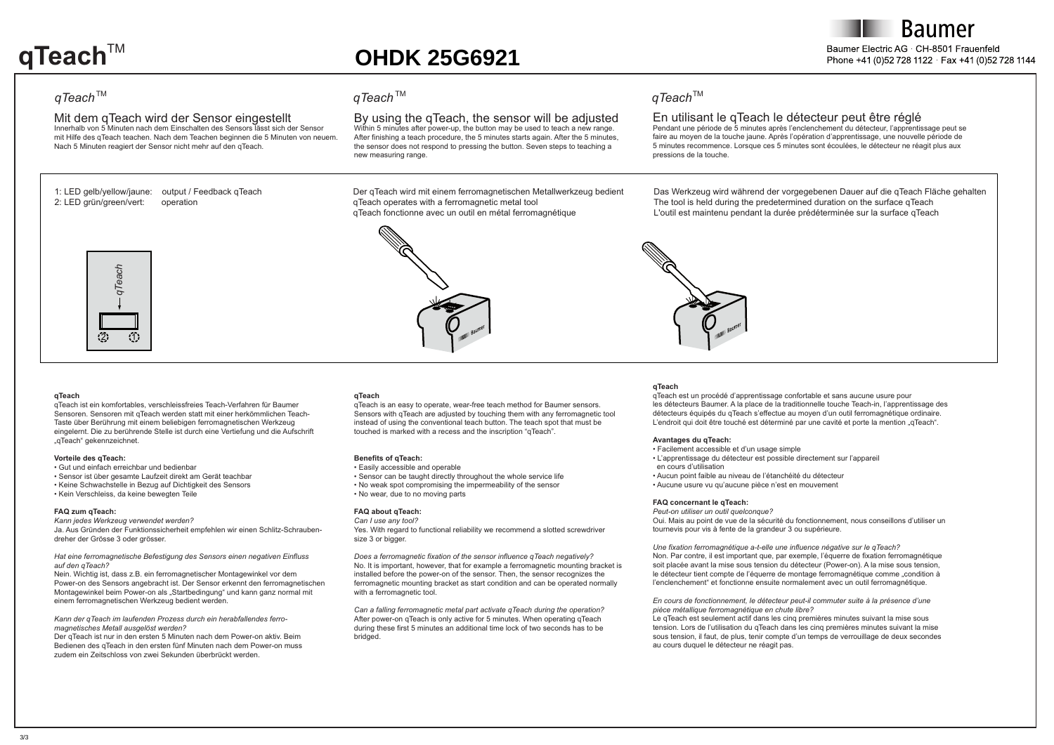# qTeach™

## OHDK 25G6921

Baumer

Baumer Electric AG · CH-8501 Frauenfeld
Phone +41 (0)52 728 1122 · Fax +41 (0)52 728 1144

*qTeach™*

### Mit dem qTeach wird der Sensor eingestellt

Innerhalb von 5 Minuten nach dem Einschalten des Sensors lässt sich der Sensor mit Hilfe des qTeach teachen. Nach dem Teachen beginnen die 5 Minuten von neuem. Nach 5 Minuten reagiert der Sensor nicht mehr auf den qTeach.

*qTeach™*

### By using the qTeach, the sensor will be adjusted

Within 5 minutes after power-up, the button may be used to teach a new range. After finishing a teach procedure, the 5 minutes starts again. After the 5 minutes, the sensor does not respond to pressing the button. Seven steps to teaching a new measuring range.

*qTeach™*

### En utilisant le qTeach le détecteur peut être réglé

Pendant une période de 5 minutes après l'enclenchement du détecteur, l'apprentissage peut se faire au moyen de la touche jaune. Après l'opération d'apprentissage, une nouvelle période de 5 minutes recommence. Lorsque ces 5 minutes sont écoulées, le détecteur ne réagit plus aux pressions de la touche.

1: LED gelb/yellow/jaune: output / Feedback qTeach
2: LED grün/green/vert: operation

qTeach

2 1

Der qTeach wird mit einem ferromagnetischen Metallwerkzeug bedient
qTeach operates with a ferromagnetic metal tool
qTeach fonctionne avec un outil en métal ferromagnétique

Das Werkzeug wird während der vorgegebenen Dauer auf die qTeach Fläche gehalten
The tool is held during the predetermined duration on the surface qTeach
L'outil est maintenu pendant la durée prédéterminée sur la surface qTeach

**qTeach**

qTeach ist ein komfortables, verschleissfreies Teach-Verfahren für Baumer Sensoren. Sensoren mit qTeach werden statt mit einer herkömmlichen Teach-Taste über Berührung mit einem beliebigen ferromagnetischen Werkzeug eingelernt. Die zu berührende Stelle ist durch eine Vertiefung und die Aufschrift „qTeach" gekennzeichnet.

**Vorteile des qTeach:**

- Gut und einfach erreichbar und bedienbar
- Sensor ist über gesamte Laufzeit direkt am Gerät teachbar
- Keine Schwachstelle in Bezug auf Dichtigkeit des Sensors
- Kein Verschleiss, da keine bewegten Teile

**FAQ zum qTeach:**

*Kann jedes Werkzeug verwendet werden?*
Ja. Aus Gründen der Funktionssicherheit empfehlen wir einen Schlitz-Schraubendreher der Grösse 3 oder grösser.

*Hat eine ferromagnetische Befestigung des Sensors einen negativen Einfluss auf den qTeach?*
Nein. Wichtig ist, dass z.B. ein ferromagnetischer Montagewinkel vor dem Power-on des Sensors angebracht ist. Der Sensor erkennt den ferromagnetischen Montagewinkel beim Power-on als „Startbedingung" und kann ganz normal mit einem ferromagnetischen Werkzeug bedient werden.

*Kann der qTeach im laufenden Prozess durch ein herabfallendes ferromagnetisches Metall ausgelöst werden?*
Der qTeach ist nur in den ersten 5 Minuten nach dem Power-on aktiv. Beim Bedienen des qTeach in den ersten fünf Minuten nach dem Power-on muss zudem ein Zeitschloss von zwei Sekunden überbrückt werden.

**qTeach**

qTeach is an easy to operate, wear-free teach method for Baumer sensors. Sensors with qTeach are adjusted by touching them with any ferromagnetic tool instead of using the conventional teach button. The teach spot that must be touched is marked with a recess and the inscription "qTeach".

**Benefits of qTeach:**

- Easily accessible and operable
- Sensor can be taught directly throughout the whole service life
- No weak spot compromising the impermeability of the sensor
- No wear, due to no moving parts

**FAQ about qTeach:**

*Can I use any tool?*
Yes. With regard to functional reliability we recommend a slotted screwdriver size 3 or bigger.

*Does a ferromagnetic fixation of the sensor influence qTeach negatively?*
No. It is important, however, that for example a ferromagnetic mounting bracket is installed before the power-on of the sensor. Then, the sensor recognizes the ferromagnetic mounting bracket as start condition and can be operated normally with a ferromagnetic tool.

*Can a falling ferromagnetic metal part activate qTeach during the operation?*
After power-on qTeach is only active for 5 minutes. When operating qTeach during these first 5 minutes an additional time lock of two seconds has to be bridged.

**qTeach**

qTeach est un procédé d'apprentissage confortable et sans aucune usure pour les détecteurs Baumer. A la place de la traditionnelle touche Teach-in, l'apprentissage des détecteurs équipés du qTeach s'effectue au moyen d'un outil ferromagnétique ordinaire. L'endroit qui doit être touché est déterminé par une cavité et porte la mention „qTeach".

**Avantages du qTeach:**

- Facilement accessible et d'un usage simple
- L'apprentissage du détecteur est possible directement sur l'appareil en cours d'utilisation
- Aucun point faible au niveau de l'étanchéité du détecteur
- Aucune usure vu qu'aucune pièce n'est en mouvement

**FAQ concernant le qTeach:**

*Peut-on utiliser un outil quelconque?*
Oui. Mais au point de vue de la sécurité du fonctionnement, nous conseillons d'utiliser un tournevis pour vis à fente de la grandeur 3 ou supérieure.

*Une fixation ferromagnétique a-t-elle une influence négative sur le qTeach?*
Non. Par contre, il est important que, par exemple, l'équerre de fixation ferromagnétique soit placée avant la mise sous tension du détecteur (Power-on). A la mise sous tension, le détecteur tient compte de l'équerre de montage ferromagnétique comme „condition à l'enclenchement" et fonctionne ensuite normalement avec un outil ferromagnétique.

*En cours de fonctionnement, le détecteur peut-il commuter suite à la présence d'une pièce métallique ferromagnétique en chute libre?*
Le qTeach est seulement actif dans les cinq premières minutes suivant la mise sous tension. Lors de l'utilisation du qTeach dans les cinq premières minutes suivant la mise sous tension, il faut, de plus, tenir compte d'un temps de verrouillage de deux secondes au cours duquel le détecteur ne réagit pas.